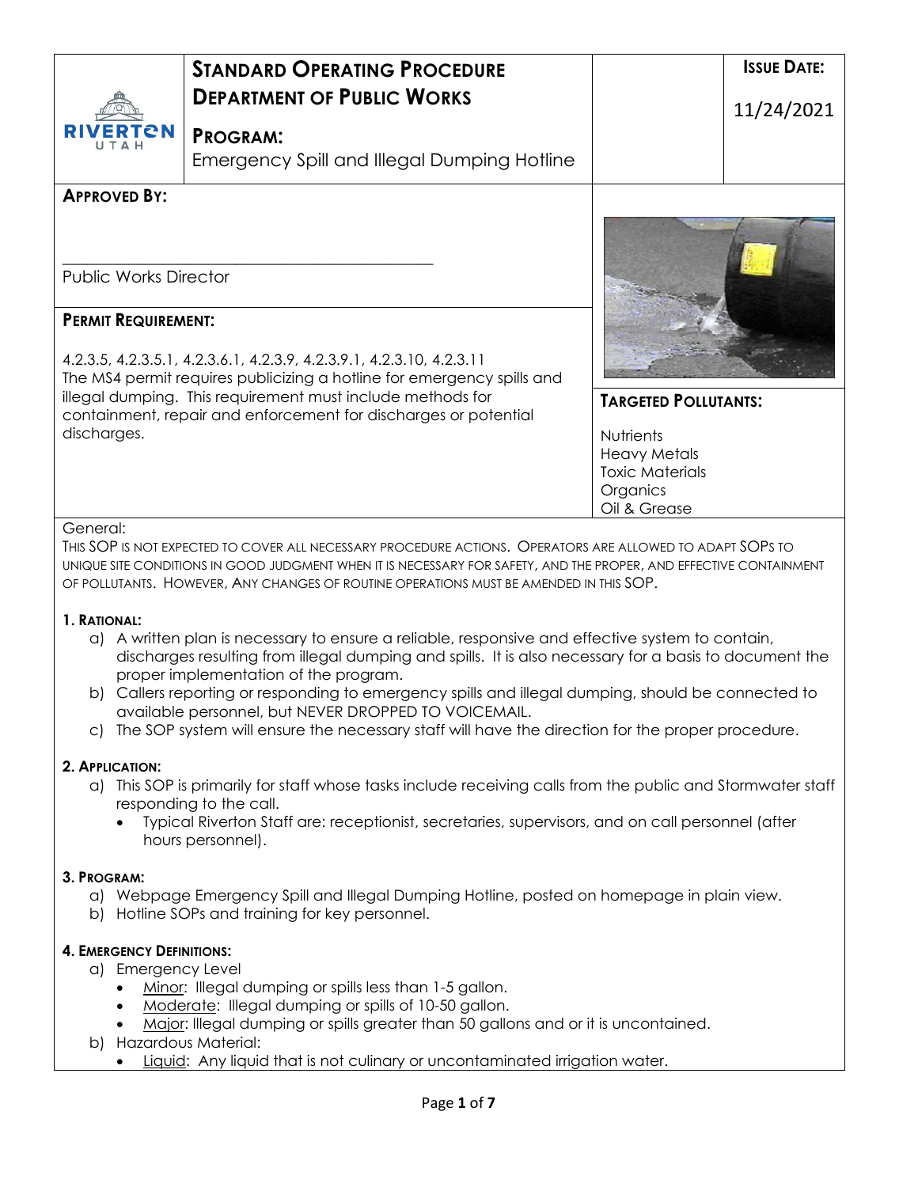# STANDARD OPERATING PROCEDURE
## DEPARTMENT OF PUBLIC WORKS

**PROGRAM:**
Emergency Spill and Illegal Dumping Hotline

**ISSUE DATE:** 11/24/2021

**APPROVED BY:**

\_\_\_\_\_\_\_\_\_\_\_\_\_\_\_\_\_\_\_\_\_\_\_\_\_\_\_\_\_\_\_\_\_\_\_\_\_\_\_\_\_\_\_\_

Public Works Director

**PERMIT REQUIREMENT:**

4.2.3.5, 4.2.3.5.1, 4.2.3.6.1, 4.2.3.9, 4.2.3.9.1, 4.2.3.10, 4.2.3.11
The MS4 permit requires publicizing a hotline for emergency spills and illegal dumping. This requirement must include methods for containment, repair and enforcement for discharges or potential discharges.

**TARGETED POLLUTANTS:**

Nutrients
Heavy Metals
Toxic Materials
Organics
Oil & Grease

General:
THIS SOP IS NOT EXPECTED TO COVER ALL NECESSARY PROCEDURE ACTIONS. OPERATORS ARE ALLOWED TO ADAPT SOPS TO UNIQUE SITE CONDITIONS IN GOOD JUDGMENT WHEN IT IS NECESSARY FOR SAFETY, AND THE PROPER, AND EFFECTIVE CONTAINMENT OF POLLUTANTS. HOWEVER, ANY CHANGES OF ROUTINE OPERATIONS MUST BE AMENDED IN THIS SOP.

**1. RATIONAL:**

a) A written plan is necessary to ensure a reliable, responsive and effective system to contain, discharges resulting from illegal dumping and spills. It is also necessary for a basis to document the proper implementation of the program.
b) Callers reporting or responding to emergency spills and illegal dumping, should be connected to available personnel, but NEVER DROPPED TO VOICEMAIL.
c) The SOP system will ensure the necessary staff will have the direction for the proper procedure.

**2. APPLICATION:**

a) This SOP is primarily for staff whose tasks include receiving calls from the public and Stormwater staff responding to the call.
    - Typical Riverton Staff are: receptionist, secretaries, supervisors, and on call personnel (after hours personnel).

**3. PROGRAM:**

a) Webpage Emergency Spill and Illegal Dumping Hotline, posted on homepage in plain view.
b) Hotline SOPs and training for key personnel.

**4. EMERGENCY DEFINITIONS:**

a) Emergency Level
    - <u>Minor</u>: Illegal dumping or spills less than 1-5 gallon.
    - <u>Moderate</u>: Illegal dumping or spills of 10-50 gallon.
    - <u>Major</u>: Illegal dumping or spills greater than 50 gallons and or it is uncontained.
b) Hazardous Material:
    - <u>Liquid</u>: Any liquid that is not culinary or uncontaminated irrigation water.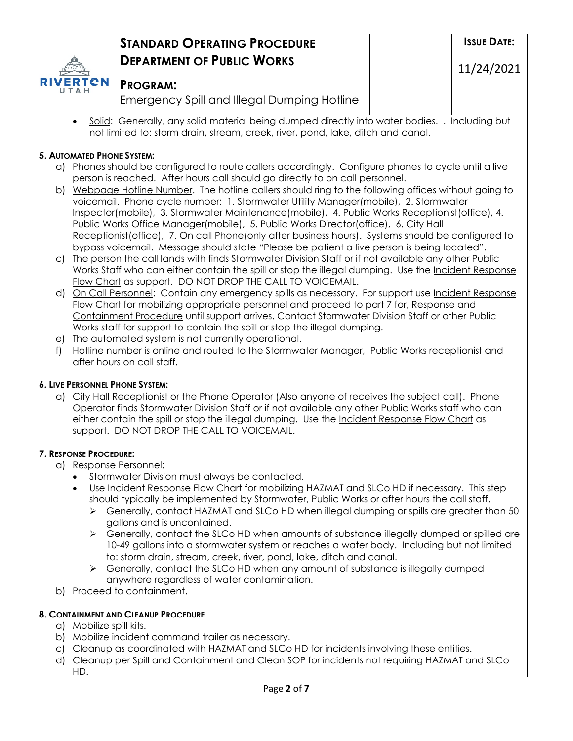- Solid: Generally, any solid material being dumped directly into water bodies. . Including but not limited to: storm drain, stream, creek, river, pond, lake, ditch and canal.

### 5. Automated Phone System:

a) Phones should be configured to route callers accordingly. Configure phones to cycle until a live person is reached. After hours call should go directly to on call personnel.

b) Webpage Hotline Number. The hotline callers should ring to the following offices without going to voicemail. Phone cycle number: 1. Stormwater Utility Manager(mobile), 2. Stormwater Inspector(mobile), 3. Stormwater Maintenance(mobile), 4. Public Works Receptionist(office), 4. Public Works Office Manager(mobile), 5. Public Works Director(office), 6. City Hall Receptionist(office), 7. On call Phone(only after business hours). Systems should be configured to bypass voicemail. Message should state "Please be patient a live person is being located".

c) The person the call lands with finds Stormwater Division Staff or if not available any other Public Works Staff who can either contain the spill or stop the illegal dumping. Use the Incident Response Flow Chart as support. DO NOT DROP THE CALL TO VOICEMAIL.

d) On Call Personnel: Contain any emergency spills as necessary. For support use Incident Response Flow Chart for mobilizing appropriate personnel and proceed to part 7 for, Response and Containment Procedure until support arrives. Contact Stormwater Division Staff or other Public Works staff for support to contain the spill or stop the illegal dumping.

e) The automated system is not currently operational.

f) Hotline number is online and routed to the Stormwater Manager, Public Works receptionist and after hours on call staff.

### 6. Live Personnel Phone System:

a) City Hall Receptionist or the Phone Operator (Also anyone of receives the subject call). Phone Operator finds Stormwater Division Staff or if not available any other Public Works staff who can either contain the spill or stop the illegal dumping. Use the Incident Response Flow Chart as support. DO NOT DROP THE CALL TO VOICEMAIL.

### 7. Response Procedure:

a) Response Personnel:
   - Stormwater Division must always be contacted.
   - Use Incident Response Flow Chart for mobilizing HAZMAT and SLCo HD if necessary. This step should typically be implemented by Stormwater, Public Works or after hours the call staff.
     - Generally, contact HAZMAT and SLCo HD when illegal dumping or spills are greater than 50 gallons and is uncontained.
     - Generally, contact the SLCo HD when amounts of substance illegally dumped or spilled are 10-49 gallons into a stormwater system or reaches a water body. Including but not limited to: storm drain, stream, creek, river, pond, lake, ditch and canal.
     - Generally, contact the SLCo HD when any amount of substance is illegally dumped anywhere regardless of water contamination.

b) Proceed to containment.

### 8. Containment and Cleanup Procedure

a) Mobilize spill kits.

b) Mobilize incident command trailer as necessary.

c) Cleanup as coordinated with HAZMAT and SLCo HD for incidents involving these entities.

d) Cleanup per Spill and Containment and Clean SOP for incidents not requiring HAZMAT and SLCo HD.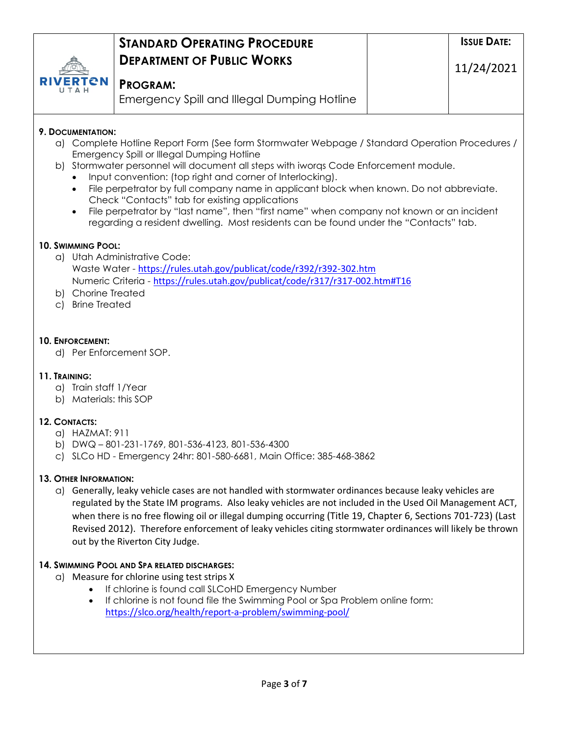## 9. Documentation:

a) Complete Hotline Report Form (See form Stormwater Webpage / Standard Operation Procedures / Emergency Spill or Illegal Dumping Hotline

b) Stormwater personnel will document all steps with iworqs Code Enforcement module.
  - Input convention: (top right and corner of Interlocking).
  - File perpetrator by full company name in applicant block when known. Do not abbreviate. Check "Contacts" tab for existing applications
  - File perpetrator by "last name", then "first name" when company not known or an incident regarding a resident dwelling. Most residents can be found under the "Contacts" tab.

## 10. Swimming Pool:

a) Utah Administrative Code:
   Waste Water - https://rules.utah.gov/publicat/code/r392/r392-302.htm
   Numeric Criteria - https://rules.utah.gov/publicat/code/r317/r317-002.htm#T16

b) Chorine Treated

c) Brine Treated

## 10. Enforcement:

d) Per Enforcement SOP.

## 11. Training:

a) Train staff 1/Year

b) Materials: this SOP

## 12. Contacts:

a) HAZMAT: 911

b) DWQ – 801-231-1769, 801-536-4123, 801-536-4300

c) SLCo HD - Emergency 24hr: 801-580-6681, Main Office: 385-468-3862

## 13. Other Information:

a) Generally, leaky vehicle cases are not handled with stormwater ordinances because leaky vehicles are regulated by the State IM programs. Also leaky vehicles are not included in the Used Oil Management ACT, when there is no free flowing oil or illegal dumping occurring (Title 19, Chapter 6, Sections 701-723) (Last Revised 2012). Therefore enforcement of leaky vehicles citing stormwater ordinances will likely be thrown out by the Riverton City Judge.

## 14. Swimming Pool and Spa related discharges:

a) Measure for chlorine using test strips X
  - If chlorine is found call SLCoHD Emergency Number
  - If chlorine is not found file the Swimming Pool or Spa Problem online form: https://slco.org/health/report-a-problem/swimming-pool/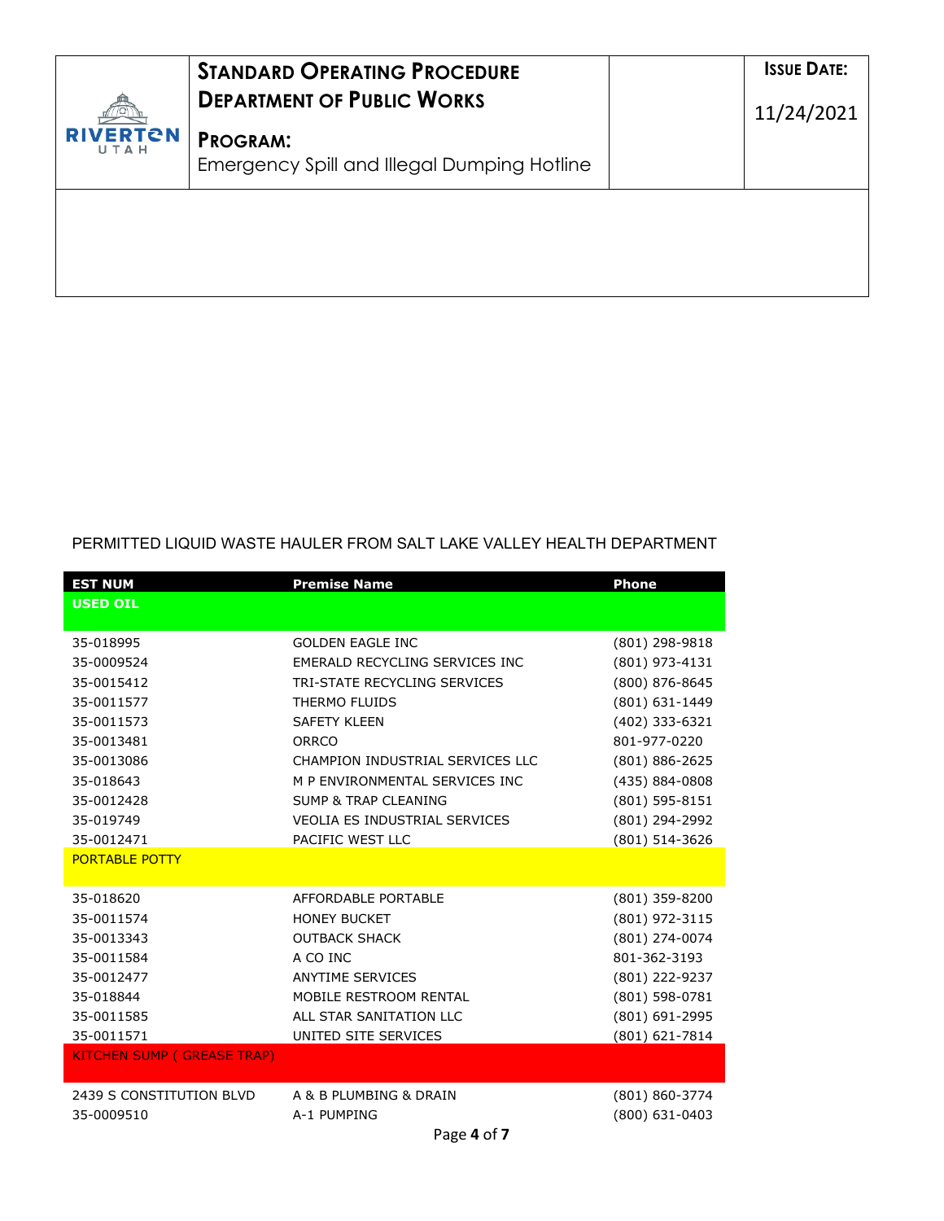PERMITTED LIQUID WASTE HAULER FROM SALT LAKE VALLEY HEALTH DEPARTMENT

| EST NUM | Premise Name | Phone |
|---|---|---|
| **USED OIL** | | |
| 35-018995 | GOLDEN EAGLE INC | (801) 298-9818 |
| 35-0009524 | EMERALD RECYCLING SERVICES INC | (801) 973-4131 |
| 35-0015412 | TRI-STATE RECYCLING SERVICES | (800) 876-8645 |
| 35-0011577 | THERMO FLUIDS | (801) 631-1449 |
| 35-0011573 | SAFETY KLEEN | (402) 333-6321 |
| 35-0013481 | ORRCO | 801-977-0220 |
| 35-0013086 | CHAMPION INDUSTRIAL SERVICES LLC | (801) 886-2625 |
| 35-018643 | M P ENVIRONMENTAL SERVICES INC | (435) 884-0808 |
| 35-0012428 | SUMP & TRAP CLEANING | (801) 595-8151 |
| 35-019749 | VEOLIA ES INDUSTRIAL SERVICES | (801) 294-2992 |
| 35-0012471 | PACIFIC WEST LLC | (801) 514-3626 |
| PORTABLE POTTY | | |
| 35-018620 | AFFORDABLE PORTABLE | (801) 359-8200 |
| 35-0011574 | HONEY BUCKET | (801) 972-3115 |
| 35-0013343 | OUTBACK SHACK | (801) 274-0074 |
| 35-0011584 | A CO INC | 801-362-3193 |
| 35-0012477 | ANYTIME SERVICES | (801) 222-9237 |
| 35-018844 | MOBILE RESTROOM RENTAL | (801) 598-0781 |
| 35-0011585 | ALL STAR SANITATION LLC | (801) 691-2995 |
| 35-0011571 | UNITED SITE SERVICES | (801) 621-7814 |
| KITCHEN SUMP ( GREASE TRAP) | | |
| 2439 S CONSTITUTION BLVD | A & B PLUMBING & DRAIN | (801) 860-3774 |
| 35-0009510 | A-1 PUMPING | (800) 631-0403 |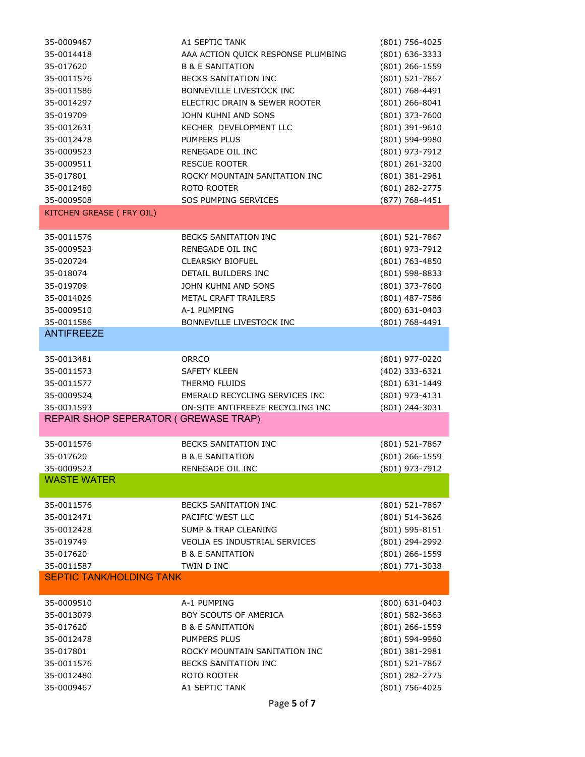| | | |
|---|---|---|
| 35-0009467 | A1 SEPTIC TANK | (801) 756-4025 |
| 35-0014418 | AAA ACTION QUICK RESPONSE PLUMBING | (801) 636-3333 |
| 35-017620 | B & E SANITATION | (801) 266-1559 |
| 35-0011576 | BECKS SANITATION INC | (801) 521-7867 |
| 35-0011586 | BONNEVILLE LIVESTOCK INC | (801) 768-4491 |
| 35-0014297 | ELECTRIC DRAIN & SEWER ROOTER | (801) 266-8041 |
| 35-019709 | JOHN KUHNI AND SONS | (801) 373-7600 |
| 35-0012631 | KECHER DEVELOPMENT LLC | (801) 391-9610 |
| 35-0012478 | PUMPERS PLUS | (801) 594-9980 |
| 35-0009523 | RENEGADE OIL INC | (801) 973-7912 |
| 35-0009511 | RESCUE ROOTER | (801) 261-3200 |
| 35-017801 | ROCKY MOUNTAIN SANITATION INC | (801) 381-2981 |
| 35-0012480 | ROTO ROOTER | (801) 282-2775 |
| 35-0009508 | SOS PUMPING SERVICES | (877) 768-4451 |

## KITCHEN GREASE ( FRY OIL)

| | | |
|---|---|---|
| 35-0011576 | BECKS SANITATION INC | (801) 521-7867 |
| 35-0009523 | RENEGADE OIL INC | (801) 973-7912 |
| 35-020724 | CLEARSKY BIOFUEL | (801) 763-4850 |
| 35-018074 | DETAIL BUILDERS INC | (801) 598-8833 |
| 35-019709 | JOHN KUHNI AND SONS | (801) 373-7600 |
| 35-0014026 | METAL CRAFT TRAILERS | (801) 487-7586 |
| 35-0009510 | A-1 PUMPING | (800) 631-0403 |
| 35-0011586 | BONNEVILLE LIVESTOCK INC | (801) 768-4491 |

## ANTIFREEZE

| | | |
|---|---|---|
| 35-0013481 | ORRCO | (801) 977-0220 |
| 35-0011573 | SAFETY KLEEN | (402) 333-6321 |
| 35-0011577 | THERMO FLUIDS | (801) 631-1449 |
| 35-0009524 | EMERALD RECYCLING SERVICES INC | (801) 973-4131 |
| 35-0011593 | ON-SITE ANTIFREEZE RECYCLING INC | (801) 244-3031 |

## REPAIR SHOP SEPERATOR ( GREWASE TRAP)

| | | |
|---|---|---|
| 35-0011576 | BECKS SANITATION INC | (801) 521-7867 |
| 35-017620 | B & E SANITATION | (801) 266-1559 |
| 35-0009523 | RENEGADE OIL INC | (801) 973-7912 |

## WASTE WATER

| | | |
|---|---|---|
| 35-0011576 | BECKS SANITATION INC | (801) 521-7867 |
| 35-0012471 | PACIFIC WEST LLC | (801) 514-3626 |
| 35-0012428 | SUMP & TRAP CLEANING | (801) 595-8151 |
| 35-019749 | VEOLIA ES INDUSTRIAL SERVICES | (801) 294-2992 |
| 35-017620 | B & E SANITATION | (801) 266-1559 |
| 35-0011587 | TWIN D INC | (801) 771-3038 |

## SEPTIC TANK/HOLDING TANK

| | | |
|---|---|---|
| 35-0009510 | A-1 PUMPING | (800) 631-0403 |
| 35-0013079 | BOY SCOUTS OF AMERICA | (801) 582-3663 |
| 35-017620 | B & E SANITATION | (801) 266-1559 |
| 35-0012478 | PUMPERS PLUS | (801) 594-9980 |
| 35-017801 | ROCKY MOUNTAIN SANITATION INC | (801) 381-2981 |
| 35-0011576 | BECKS SANITATION INC | (801) 521-7867 |
| 35-0012480 | ROTO ROOTER | (801) 282-2775 |
| 35-0009467 | A1 SEPTIC TANK | (801) 756-4025 |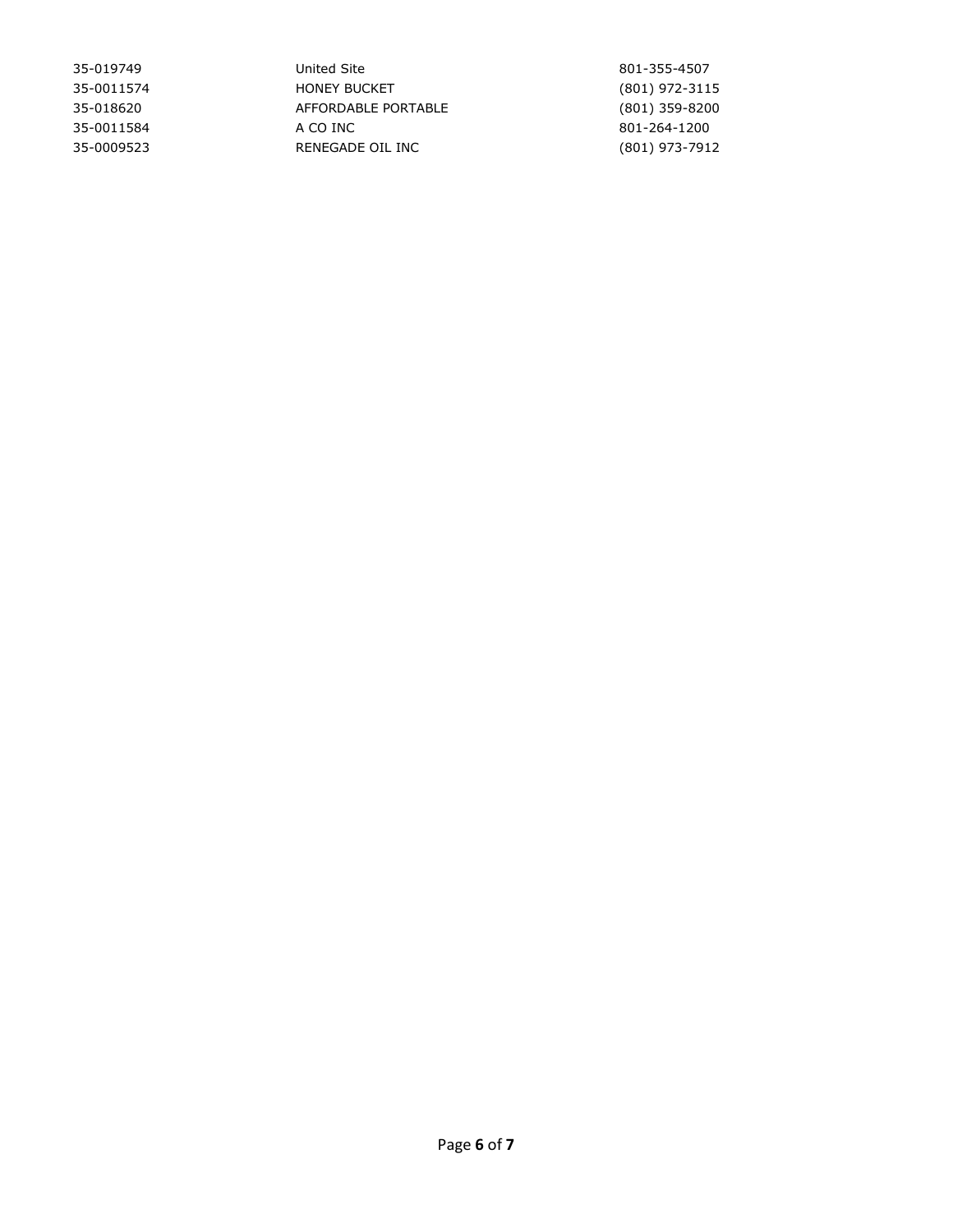| | | |
|---|---|---|
| 35-019749 | United Site | 801-355-4507 |
| 35-0011574 | HONEY BUCKET | (801) 972-3115 |
| 35-018620 | AFFORDABLE PORTABLE | (801) 359-8200 |
| 35-0011584 | A CO INC | 801-264-1200 |
| 35-0009523 | RENEGADE OIL INC | (801) 973-7912 |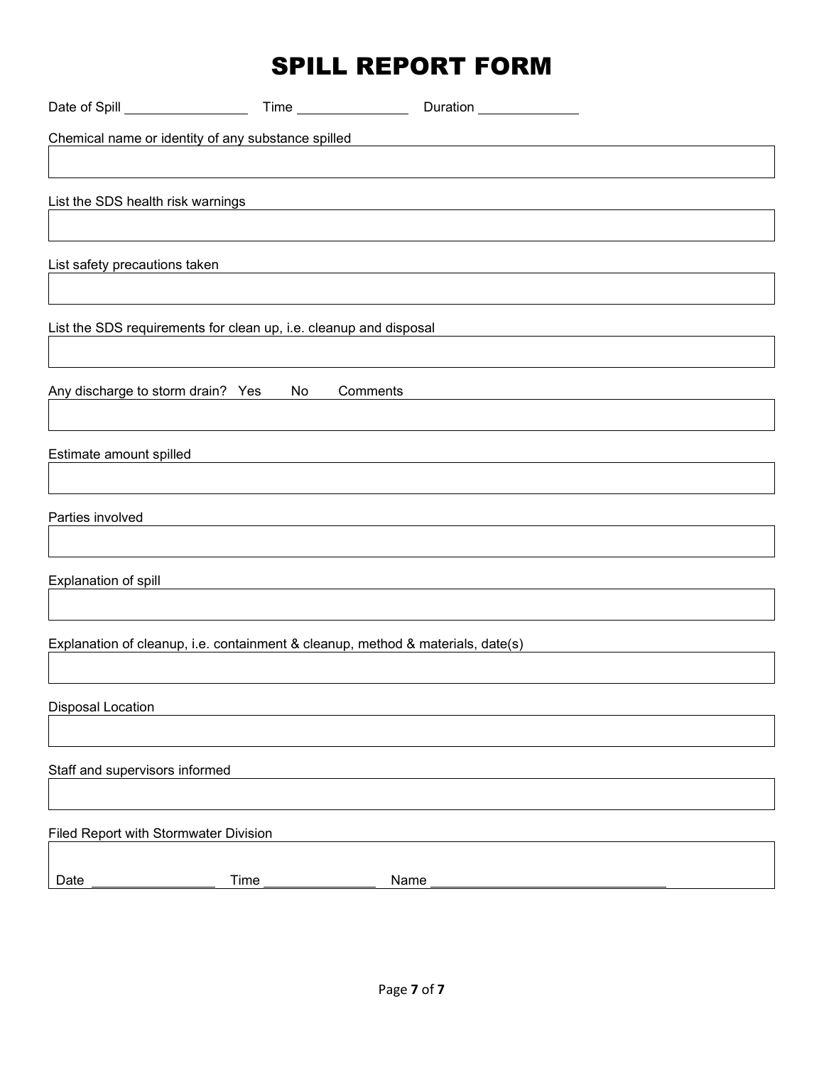# SPILL REPORT FORM

Date of Spill ________________ Time _______________ Duration _____________

Chemical name or identity of any substance spilled

List the SDS health risk warnings

List safety precautions taken

List the SDS requirements for clean up, i.e. cleanup and disposal

Any discharge to storm drain? Yes No Comments

Estimate amount spilled

Parties involved

Explanation of spill

Explanation of cleanup, i.e. containment & cleanup, method & materials, date(s)

Disposal Location

Staff and supervisors informed

Filed Report with Stormwater Division

Date _________________ Time _______________ Name ________________________________